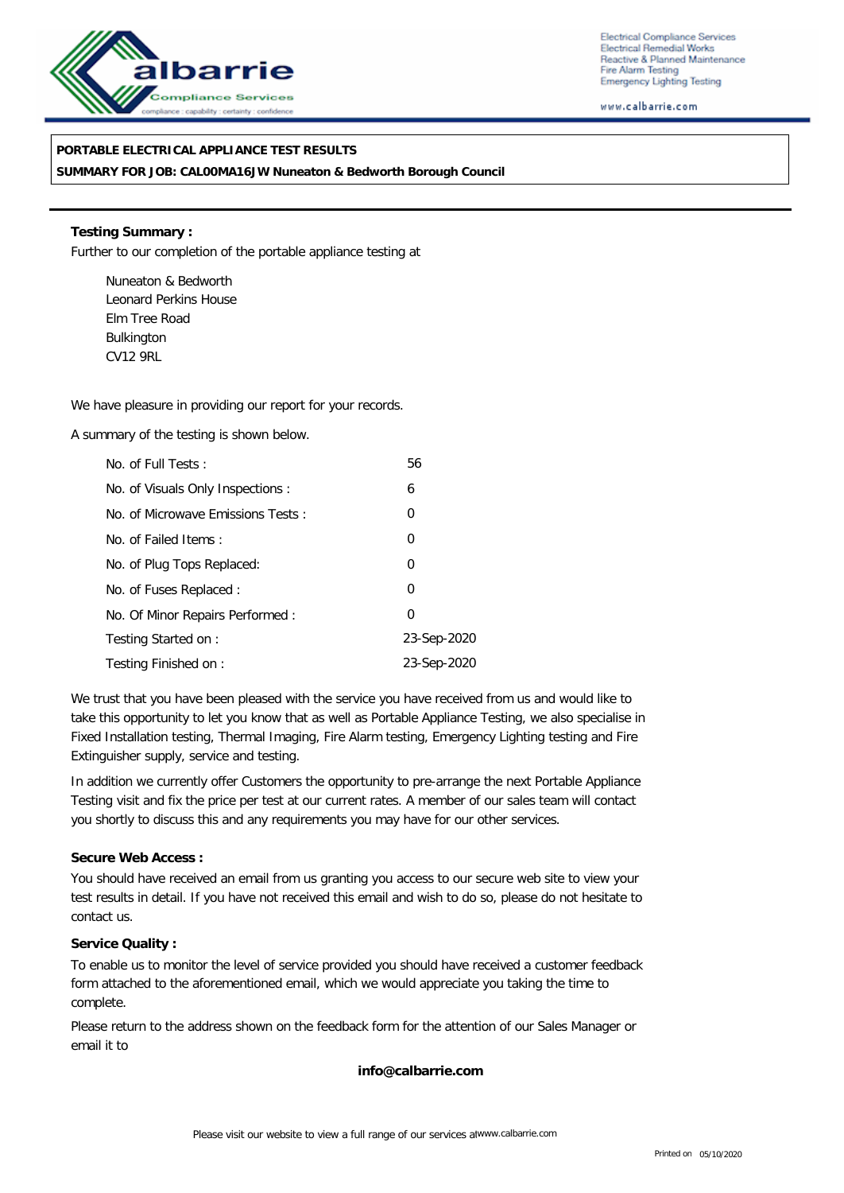Electrical Compliance Services
Electrical Remedial Works
Reactive & Planned Maintenance
Fire Alarm Testing
Emergency Lighting Testing

www.calbarrie.com

**PORTABLE ELECTRICAL APPLIANCE TEST RESULTS**
**SUMMARY FOR JOB: CAL00MA16JW Nuneaton & Bedworth Borough Council**

**Testing Summary :**

Further to our completion of the portable appliance testing at

Nuneaton & Bedworth
Leonard Perkins House
Elm Tree Road
Bulkington
CV12 9RL

We have pleasure in providing our report for your records.

A summary of the testing is shown below.

| | |
|---|---|
| No. of Full Tests : | 56 |
| No. of Visuals Only Inspections : | 6 |
| No. of Microwave Emissions Tests : | 0 |
| No. of Failed Items : | 0 |
| No. of Plug Tops Replaced: | 0 |
| No. of Fuses Replaced : | 0 |
| No. Of Minor Repairs Performed : | 0 |
| Testing Started on : | 23-Sep-2020 |
| Testing Finished on : | 23-Sep-2020 |

We trust that you have been pleased with the service you have received from us and would like to take this opportunity to let you know that as well as Portable Appliance Testing, we also specialise in Fixed Installation testing, Thermal Imaging, Fire Alarm testing, Emergency Lighting testing and Fire Extinguisher supply, service and testing.

In addition we currently offer Customers the opportunity to pre-arrange the next Portable Appliance Testing visit and fix the price per test at our current rates. A member of our sales team will contact you shortly to discuss this and any requirements you may have for our other services.

**Secure Web Access :**

You should have received an email from us granting you access to our secure web site to view your test results in detail. If you have not received this email and wish to do so, please do not hesitate to contact us.

**Service Quality :**

To enable us to monitor the level of service provided you should have received a customer feedback form attached to the aforementioned email, which we would appreciate you taking the time to complete.

Please return to the address shown on the feedback form for the attention of our Sales Manager or email it to

**info@calbarrie.com**

Please visit our website to view a full range of our services at www.calbarrie.com

Printed on 05/10/2020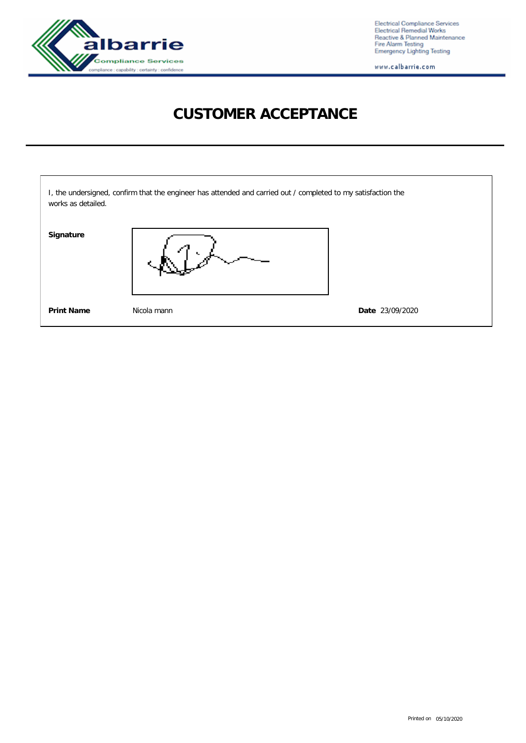# CUSTOMER ACCEPTANCE

I, the undersigned, confirm that the engineer has attended and carried out / completed to my satisfaction the works as detailed.

**Signature**

**Print Name** Nicola mann

**Date** 23/09/2020

Printed on 05/10/2020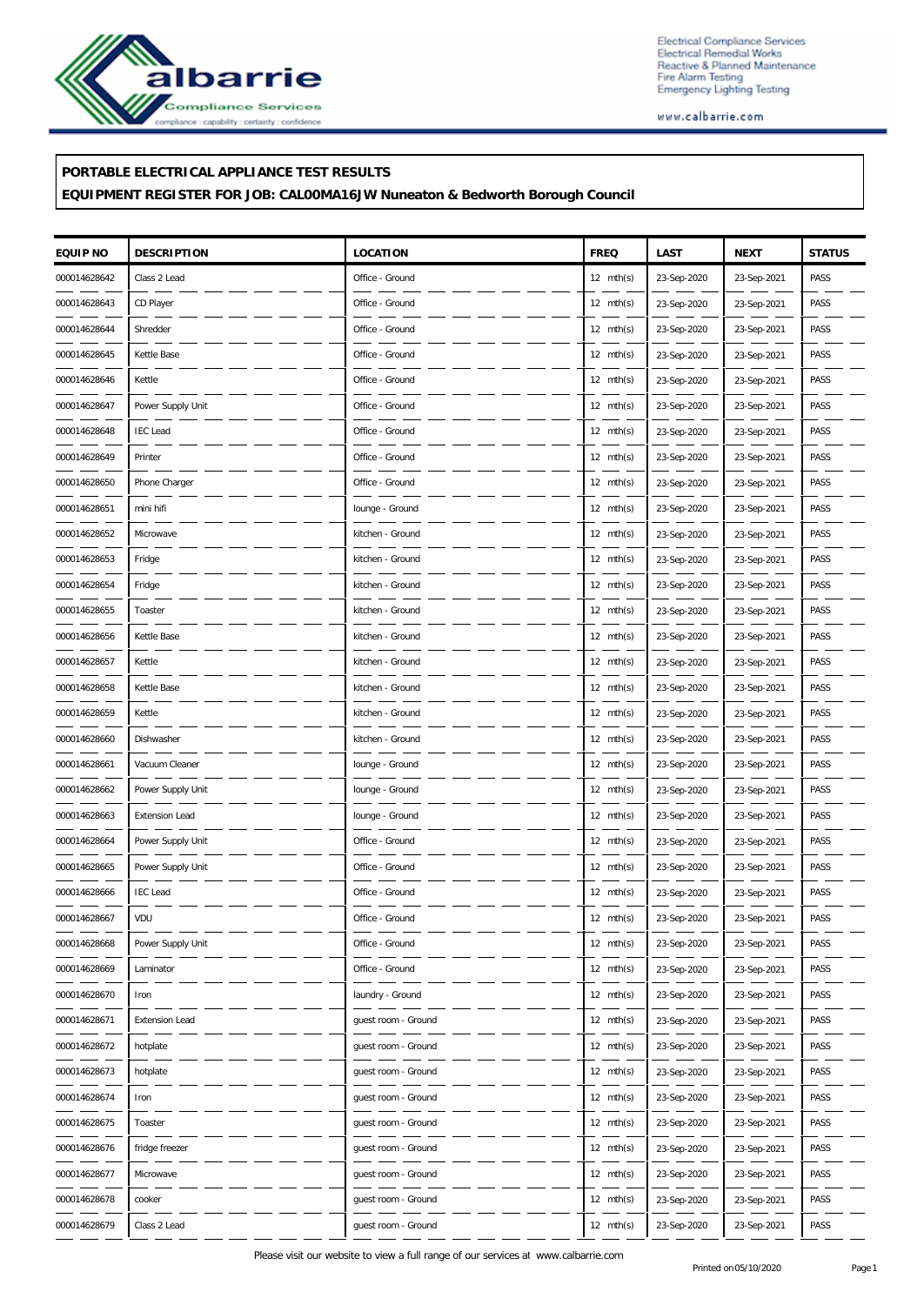**PORTABLE ELECTRICAL APPLIANCE TEST RESULTS**

**EQUIPMENT REGISTER FOR JOB: CAL00MA16JW Nuneaton & Bedworth Borough Council**

| EQUIP NO | DESCRIPTION | LOCATION | FREQ | LAST | NEXT | STATUS |
|---|---|---|---|---|---|---|
| 000014628642 | Class 2 Lead | Office - Ground | 12 mth(s) | 23-Sep-2020 | 23-Sep-2021 | PASS |
| 000014628643 | CD Player | Office - Ground | 12 mth(s) | 23-Sep-2020 | 23-Sep-2021 | PASS |
| 000014628644 | Shredder | Office - Ground | 12 mth(s) | 23-Sep-2020 | 23-Sep-2021 | PASS |
| 000014628645 | Kettle Base | Office - Ground | 12 mth(s) | 23-Sep-2020 | 23-Sep-2021 | PASS |
| 000014628646 | Kettle | Office - Ground | 12 mth(s) | 23-Sep-2020 | 23-Sep-2021 | PASS |
| 000014628647 | Power Supply Unit | Office - Ground | 12 mth(s) | 23-Sep-2020 | 23-Sep-2021 | PASS |
| 000014628648 | IEC Lead | Office - Ground | 12 mth(s) | 23-Sep-2020 | 23-Sep-2021 | PASS |
| 000014628649 | Printer | Office - Ground | 12 mth(s) | 23-Sep-2020 | 23-Sep-2021 | PASS |
| 000014628650 | Phone Charger | Office - Ground | 12 mth(s) | 23-Sep-2020 | 23-Sep-2021 | PASS |
| 000014628651 | mini hifi | lounge - Ground | 12 mth(s) | 23-Sep-2020 | 23-Sep-2021 | PASS |
| 000014628652 | Microwave | kitchen - Ground | 12 mth(s) | 23-Sep-2020 | 23-Sep-2021 | PASS |
| 000014628653 | Fridge | kitchen - Ground | 12 mth(s) | 23-Sep-2020 | 23-Sep-2021 | PASS |
| 000014628654 | Fridge | kitchen - Ground | 12 mth(s) | 23-Sep-2020 | 23-Sep-2021 | PASS |
| 000014628655 | Toaster | kitchen - Ground | 12 mth(s) | 23-Sep-2020 | 23-Sep-2021 | PASS |
| 000014628656 | Kettle Base | kitchen - Ground | 12 mth(s) | 23-Sep-2020 | 23-Sep-2021 | PASS |
| 000014628657 | Kettle | kitchen - Ground | 12 mth(s) | 23-Sep-2020 | 23-Sep-2021 | PASS |
| 000014628658 | Kettle Base | kitchen - Ground | 12 mth(s) | 23-Sep-2020 | 23-Sep-2021 | PASS |
| 000014628659 | Kettle | kitchen - Ground | 12 mth(s) | 23-Sep-2020 | 23-Sep-2021 | PASS |
| 000014628660 | Dishwasher | kitchen - Ground | 12 mth(s) | 23-Sep-2020 | 23-Sep-2021 | PASS |
| 000014628661 | Vacuum Cleaner | lounge - Ground | 12 mth(s) | 23-Sep-2020 | 23-Sep-2021 | PASS |
| 000014628662 | Power Supply Unit | lounge - Ground | 12 mth(s) | 23-Sep-2020 | 23-Sep-2021 | PASS |
| 000014628663 | Extension Lead | lounge - Ground | 12 mth(s) | 23-Sep-2020 | 23-Sep-2021 | PASS |
| 000014628664 | Power Supply Unit | Office - Ground | 12 mth(s) | 23-Sep-2020 | 23-Sep-2021 | PASS |
| 000014628665 | Power Supply Unit | Office - Ground | 12 mth(s) | 23-Sep-2020 | 23-Sep-2021 | PASS |
| 000014628666 | IEC Lead | Office - Ground | 12 mth(s) | 23-Sep-2020 | 23-Sep-2021 | PASS |
| 000014628667 | VDU | Office - Ground | 12 mth(s) | 23-Sep-2020 | 23-Sep-2021 | PASS |
| 000014628668 | Power Supply Unit | Office - Ground | 12 mth(s) | 23-Sep-2020 | 23-Sep-2021 | PASS |
| 000014628669 | Laminator | Office - Ground | 12 mth(s) | 23-Sep-2020 | 23-Sep-2021 | PASS |
| 000014628670 | Iron | laundry - Ground | 12 mth(s) | 23-Sep-2020 | 23-Sep-2021 | PASS |
| 000014628671 | Extension Lead | guest room - Ground | 12 mth(s) | 23-Sep-2020 | 23-Sep-2021 | PASS |
| 000014628672 | hotplate | guest room - Ground | 12 mth(s) | 23-Sep-2020 | 23-Sep-2021 | PASS |
| 000014628673 | hotplate | guest room - Ground | 12 mth(s) | 23-Sep-2020 | 23-Sep-2021 | PASS |
| 000014628674 | Iron | guest room - Ground | 12 mth(s) | 23-Sep-2020 | 23-Sep-2021 | PASS |
| 000014628675 | Toaster | guest room - Ground | 12 mth(s) | 23-Sep-2020 | 23-Sep-2021 | PASS |
| 000014628676 | fridge freezer | guest room - Ground | 12 mth(s) | 23-Sep-2020 | 23-Sep-2021 | PASS |
| 000014628677 | Microwave | guest room - Ground | 12 mth(s) | 23-Sep-2020 | 23-Sep-2021 | PASS |
| 000014628678 | cooker | guest room - Ground | 12 mth(s) | 23-Sep-2020 | 23-Sep-2021 | PASS |
| 000014628679 | Class 2 Lead | guest room - Ground | 12 mth(s) | 23-Sep-2020 | 23-Sep-2021 | PASS |

Please visit our website to view a full range of our services at www.calbarrie.com

Printed on 05/10/2020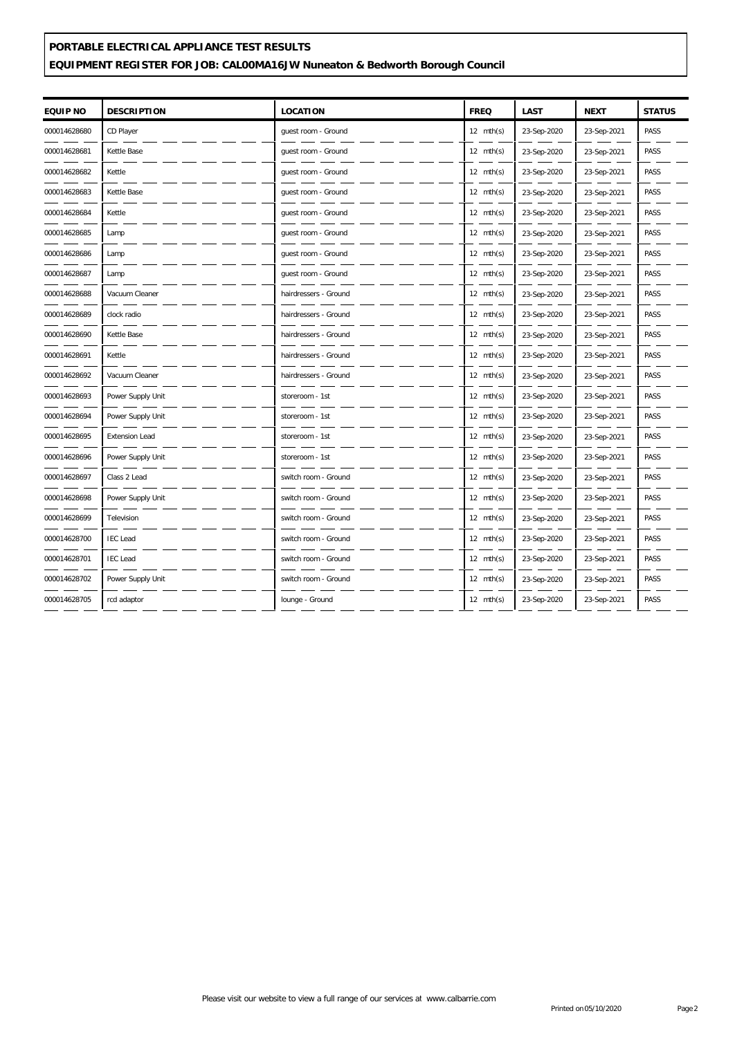**PORTABLE ELECTRICAL APPLIANCE TEST RESULTS**

**EQUIPMENT REGISTER FOR JOB: CAL00MA16JW Nuneaton & Bedworth Borough Council**

| EQUIP NO | DESCRIPTION | LOCATION | FREQ | LAST | NEXT | STATUS |
|---|---|---|---|---|---|---|
| 000014628680 | CD Player | guest room - Ground | 12 mth(s) | 23-Sep-2020 | 23-Sep-2021 | PASS |
| 000014628681 | Kettle Base | guest room - Ground | 12 mth(s) | 23-Sep-2020 | 23-Sep-2021 | PASS |
| 000014628682 | Kettle | guest room - Ground | 12 mth(s) | 23-Sep-2020 | 23-Sep-2021 | PASS |
| 000014628683 | Kettle Base | guest room - Ground | 12 mth(s) | 23-Sep-2020 | 23-Sep-2021 | PASS |
| 000014628684 | Kettle | guest room - Ground | 12 mth(s) | 23-Sep-2020 | 23-Sep-2021 | PASS |
| 000014628685 | Lamp | guest room - Ground | 12 mth(s) | 23-Sep-2020 | 23-Sep-2021 | PASS |
| 000014628686 | Lamp | guest room - Ground | 12 mth(s) | 23-Sep-2020 | 23-Sep-2021 | PASS |
| 000014628687 | Lamp | guest room - Ground | 12 mth(s) | 23-Sep-2020 | 23-Sep-2021 | PASS |
| 000014628688 | Vacuum Cleaner | hairdressers - Ground | 12 mth(s) | 23-Sep-2020 | 23-Sep-2021 | PASS |
| 000014628689 | clock radio | hairdressers - Ground | 12 mth(s) | 23-Sep-2020 | 23-Sep-2021 | PASS |
| 000014628690 | Kettle Base | hairdressers - Ground | 12 mth(s) | 23-Sep-2020 | 23-Sep-2021 | PASS |
| 000014628691 | Kettle | hairdressers - Ground | 12 mth(s) | 23-Sep-2020 | 23-Sep-2021 | PASS |
| 000014628692 | Vacuum Cleaner | hairdressers - Ground | 12 mth(s) | 23-Sep-2020 | 23-Sep-2021 | PASS |
| 000014628693 | Power Supply Unit | storeroom - 1st | 12 mth(s) | 23-Sep-2020 | 23-Sep-2021 | PASS |
| 000014628694 | Power Supply Unit | storeroom - 1st | 12 mth(s) | 23-Sep-2020 | 23-Sep-2021 | PASS |
| 000014628695 | Extension Lead | storeroom - 1st | 12 mth(s) | 23-Sep-2020 | 23-Sep-2021 | PASS |
| 000014628696 | Power Supply Unit | storeroom - 1st | 12 mth(s) | 23-Sep-2020 | 23-Sep-2021 | PASS |
| 000014628697 | Class 2 Lead | switch room - Ground | 12 mth(s) | 23-Sep-2020 | 23-Sep-2021 | PASS |
| 000014628698 | Power Supply Unit | switch room - Ground | 12 mth(s) | 23-Sep-2020 | 23-Sep-2021 | PASS |
| 000014628699 | Television | switch room - Ground | 12 mth(s) | 23-Sep-2020 | 23-Sep-2021 | PASS |
| 000014628700 | IEC Lead | switch room - Ground | 12 mth(s) | 23-Sep-2020 | 23-Sep-2021 | PASS |
| 000014628701 | IEC Lead | switch room - Ground | 12 mth(s) | 23-Sep-2020 | 23-Sep-2021 | PASS |
| 000014628702 | Power Supply Unit | switch room - Ground | 12 mth(s) | 23-Sep-2020 | 23-Sep-2021 | PASS |
| 000014628705 | rcd adaptor | lounge - Ground | 12 mth(s) | 23-Sep-2020 | 23-Sep-2021 | PASS |

Please visit our website to view a full range of our services at www.calbarrie.com

Printed on 05/10/2020